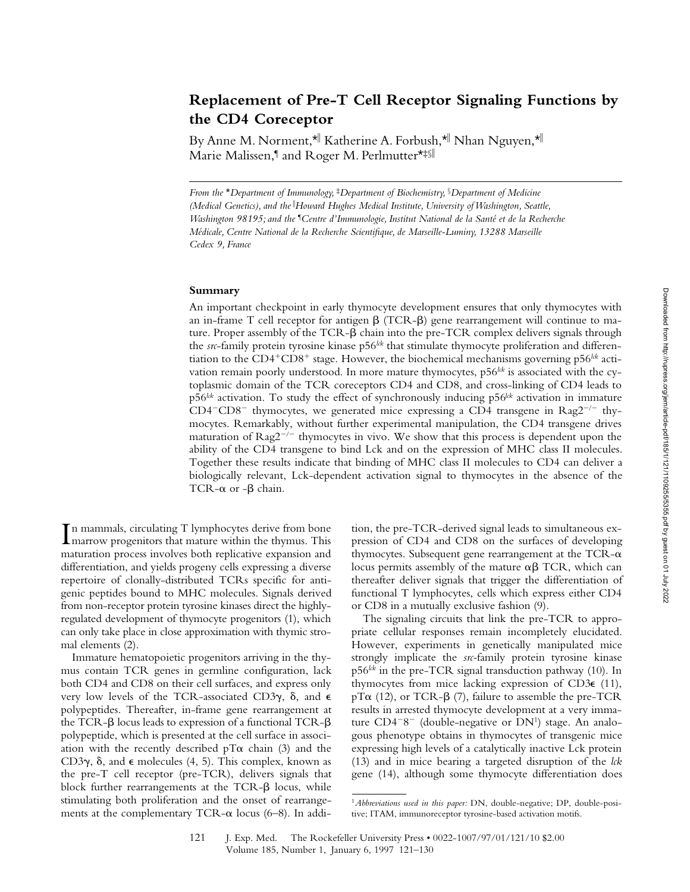# Replacement of Pre-T Cell Receptor Signaling Functions by the CD4 Coreceptor

By Anne M. Norment,*‖ Katherine A. Forbush,*‖ Nhan Nguyen,*‖ Marie Malissen,¶ and Roger M. Perlmutter*‡§‖

*From the \*Department of Immunology, ‡Department of Biochemistry, §Department of Medicine (Medical Genetics), and the ‖Howard Hughes Medical Institute, University of Washington, Seattle, Washington 98195; and the ¶Centre d'Immunologie, Institut National de la Santé et de la Recherche Médicale, Centre National de la Recherche Scientifique, de Marseille-Luminy, 13288 Marseille Cedex 9, France*

## Summary

An important checkpoint in early thymocyte development ensures that only thymocytes with an in-frame T cell receptor for antigen β (TCR-β) gene rearrangement will continue to mature. Proper assembly of the TCR-β chain into the pre-TCR complex delivers signals through the *src*-family protein tyrosine kinase $p56^{lck}$ that stimulate thymocyte proliferation and differentiation to the $CD4^+CD8^+$ stage. However, the biochemical mechanisms governing $p56^{lck}$ activation remain poorly understood. In more mature thymocytes, $p56^{lck}$ is associated with the cytoplasmic domain of the TCR coreceptors CD4 and CD8, and cross-linking of CD4 leads to $p56^{lck}$ activation. To study the effect of synchronously inducing $p56^{lck}$ activation in immature $CD4^-CD8^-$ thymocytes, we generated mice expressing a CD4 transgene in $Rag2^{-/-}$ thymocytes. Remarkably, without further experimental manipulation, the CD4 transgene drives maturation of $Rag2^{-/-}$ thymocytes in vivo. We show that this process is dependent upon the ability of the CD4 transgene to bind Lck and on the expression of MHC class II molecules. Together these results indicate that binding of MHC class II molecules to CD4 can deliver a biologically relevant, Lck-dependent activation signal to thymocytes in the absence of the TCR-α or -β chain.

In mammals, circulating T lymphocytes derive from bone marrow progenitors that mature within the thymus. This maturation process involves both replicative expansion and differentiation, and yields progeny cells expressing a diverse repertoire of clonally-distributed TCRs specific for antigenic peptides bound to MHC molecules. Signals derived from non-receptor protein tyrosine kinases direct the highly-regulated development of thymocyte progenitors (1), which can only take place in close approximation with thymic stromal elements (2).

Immature hematopoietic progenitors arriving in the thymus contain TCR genes in germline configuration, lack both CD4 and CD8 on their cell surfaces, and express only very low levels of the TCR-associated CD3γ, δ, and ε polypeptides. Thereafter, in-frame gene rearrangement at the TCR-β locus leads to expression of a functional TCR-β polypeptide, which is presented at the cell surface in association with the recently described pTα chain (3) and the CD3γ, δ, and ε molecules (4, 5). This complex, known as the pre-T cell receptor (pre-TCR), delivers signals that block further rearrangements at the TCR-β locus, while stimulating both proliferation and the onset of rearrangements at the complementary TCR-α locus (6–8). In addition, the pre-TCR-derived signal leads to simultaneous expression of CD4 and CD8 on the surfaces of developing thymocytes. Subsequent gene rearrangement at the TCR-α locus permits assembly of the mature αβ TCR, which can thereafter deliver signals that trigger the differentiation of functional T lymphocytes, cells which express either CD4 or CD8 in a mutually exclusive fashion (9).

The signaling circuits that link the pre-TCR to appropriate cellular responses remain incompletely elucidated. However, experiments in genetically manipulated mice strongly implicate the *src*-family protein tyrosine kinase $p56^{lck}$ in the pre-TCR signal transduction pathway (10). In thymocytes from mice lacking expression of CD3ε (11), pTα (12), or TCR-β (7), failure to assemble the pre-TCR results in arrested thymocyte development at a very immature $CD4^-8^-$ (double-negative or DN[1]) stage. An analogous phenotype obtains in thymocytes of transgenic mice expressing high levels of a catalytically inactive Lck protein (13) and in mice bearing a targeted disruption of the *lck* gene (14), although some thymocyte differentiation does

[1] *Abbreviations used in this paper:* DN, double-negative; DP, double-positive; ITAM, immunoreceptor tyrosine-based activation motifs.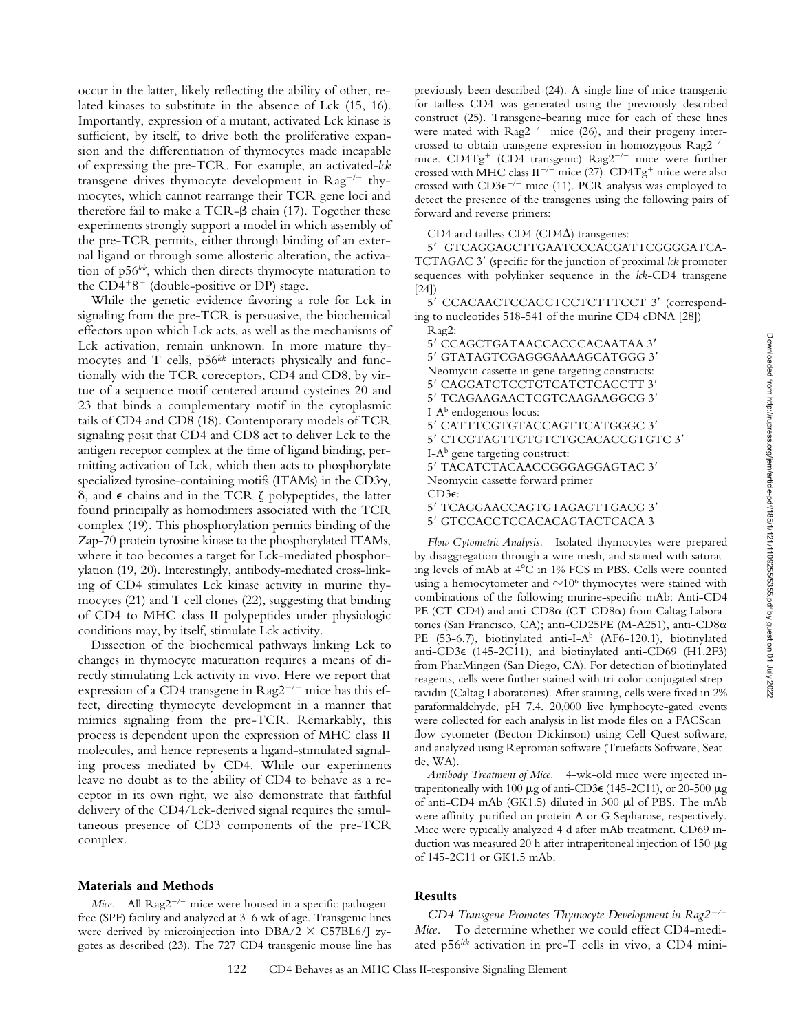occur in the latter, likely reflecting the ability of other, related kinases to substitute in the absence of Lck (15, 16). Importantly, expression of a mutant, activated Lck kinase is sufficient, by itself, to drive both the proliferative expansion and the differentiation of thymocytes made incapable of expressing the pre-TCR. For example, an activated-*lck* transgene drives thymocyte development in $Rag^{-/-}$ thymocytes, which cannot rearrange their TCR gene loci and therefore fail to make a TCR-β chain (17). Together these experiments strongly support a model in which assembly of the pre-TCR permits, either through binding of an external ligand or through some allosteric alteration, the activation of $p56^{lck}$, which then directs thymocyte maturation to the $CD4^{+}8^{+}$ (double-positive or DP) stage.

While the genetic evidence favoring a role for Lck in signaling from the pre-TCR is persuasive, the biochemical effectors upon which Lck acts, as well as the mechanisms of Lck activation, remain unknown. In more mature thymocytes and T cells, $p56^{lck}$ interacts physically and functionally with the TCR coreceptors, CD4 and CD8, by virtue of a sequence motif centered around cysteines 20 and 23 that binds a complementary motif in the cytoplasmic tails of CD4 and CD8 (18). Contemporary models of TCR signaling posit that CD4 and CD8 act to deliver Lck to the antigen receptor complex at the time of ligand binding, permitting activation of Lck, which then acts to phosphorylate specialized tyrosine-containing motifs (ITAMs) in the CD3γ, δ, and ε chains and in the TCR ζ polypeptides, the latter found principally as homodimers associated with the TCR complex (19). This phosphorylation permits binding of the Zap-70 protein tyrosine kinase to the phosphorylated ITAMs, where it too becomes a target for Lck-mediated phosphorylation (19, 20). Interestingly, antibody-mediated cross-linking of CD4 stimulates Lck kinase activity in murine thymocytes (21) and T cell clones (22), suggesting that binding of CD4 to MHC class II polypeptides under physiologic conditions may, by itself, stimulate Lck activity.

Dissection of the biochemical pathways linking Lck to changes in thymocyte maturation requires a means of directly stimulating Lck activity in vivo. Here we report that expression of a CD4 transgene in $Rag2^{-/-}$ mice has this effect, directing thymocyte development in a manner that mimics signaling from the pre-TCR. Remarkably, this process is dependent upon the expression of MHC class II molecules, and hence represents a ligand-stimulated signaling process mediated by CD4. While our experiments leave no doubt as to the ability of CD4 to behave as a receptor in its own right, we also demonstrate that faithful delivery of the CD4/Lck-derived signal requires the simultaneous presence of CD3 components of the pre-TCR complex.

## Materials and Methods

*Mice.* All $Rag2^{-/-}$ mice were housed in a specific pathogen-free (SPF) facility and analyzed at 3–6 wk of age. Transgenic lines were derived by microinjection into DBA/2 × C57BL6/J zygotes as described (23). The 727 CD4 transgenic mouse line has previously been described (24). A single line of mice transgenic for tailless CD4 was generated using the previously described construct (25). Transgene-bearing mice for each of these lines were mated with $Rag2^{-/-}$ mice (26), and their progeny intercrossed to obtain transgene expression in homozygous $Rag2^{-/-}$ mice. $CD4Tg^{+}$ (CD4 transgenic) $Rag2^{-/-}$ mice were further crossed with MHC class $II^{-/-}$ mice (27). $CD4Tg^{+}$ mice were also crossed with $CD3\epsilon^{-/-}$ mice (11). PCR analysis was employed to detect the presence of the transgenes using the following pairs of forward and reverse primers:

CD4 and tailless CD4 (CD4Δ) transgenes:

5′ GTCAGGAGCTTGAATCCCACGATTCGGGGATCATCTAGAC 3′ (specific for the junction of proximal *lck* promoter sequences with polylinker sequence in the *lck*-CD4 transgene [24])

5′ CCACAACTCCACCTCCTCTTTCCT 3′ (corresponding to nucleotides 518-541 of the murine CD4 cDNA [28])

Rag2:

5′ CCAGCTGATAACCACCCACAATAA 3′

5′ GTATAGTCGAGGGAAAAGCATGGG 3′

Neomycin cassette in gene targeting constructs:

5′ CAGGATCTCCTGTCATCTCACCTT 3′

5′ TCAGAAGAACTCGTCAAGAAGGCG 3′

$I\text{-}A^{b}$ endogenous locus:

5′ CATTTCGTGTACCAGTTCATGGGC 3′

5′ CTCGTAGTTGTGTCTGCACACCGTGTC 3′

$I\text{-}A^{b}$ gene targeting construct:

5′ TACATCTACAACCGGGAGGAGTAC 3′

Neomycin cassette forward primer

CD3ε:

5′ TCAGGAACCAGTGTAGAGTTGACG 3′

5′ GTCCACCTCCACACAGTACTCACA 3

*Flow Cytometric Analysis.* Isolated thymocytes were prepared by disaggregation through a wire mesh, and stained with saturating levels of mAb at 4°C in 1% FCS in PBS. Cells were counted using a hemocytometer and $\sim 10^{6}$ thymocytes were stained with combinations of the following murine-specific mAb: Anti-CD4 PE (CT-CD4) and anti-CD8α (CT-CD8α) from Caltag Laboratories (San Francisco, CA); anti-CD25PE (M-A251), anti-CD8α PE (53-6.7), biotinylated anti-$I\text{-}A^{b}$ (AF6-120.1), biotinylated anti-CD3ε (145-2C11), and biotinylated anti-CD69 (H1.2F3) from PharMingen (San Diego, CA). For detection of biotinylated reagents, cells were further stained with tri-color conjugated streptavidin (Caltag Laboratories). After staining, cells were fixed in 2% paraformaldehyde, pH 7.4. 20,000 live lymphocyte-gated events were collected for each analysis in list mode files on a FACScan flow cytometer (Becton Dickinson) using Cell Quest software, and analyzed using Reproman software (Truefacts Software, Seattle, WA).

*Antibody Treatment of Mice.* 4-wk-old mice were injected intraperitoneally with 100 μg of anti-CD3ε (145-2C11), or 20-500 μg of anti-CD4 mAb (GK1.5) diluted in 300 μl of PBS. The mAb were affinity-purified on protein A or G Sepharose, respectively. Mice were typically analyzed 4 d after mAb treatment. CD69 induction was measured 20 h after intraperitoneal injection of 150 μg of 145-2C11 or GK1.5 mAb.

## Results

*CD4 Transgene Promotes Thymocyte Development in $Rag2^{-/-}$ Mice.* To determine whether we could effect CD4-mediated $p56^{lck}$ activation in pre-T cells in vivo, a CD4 mini-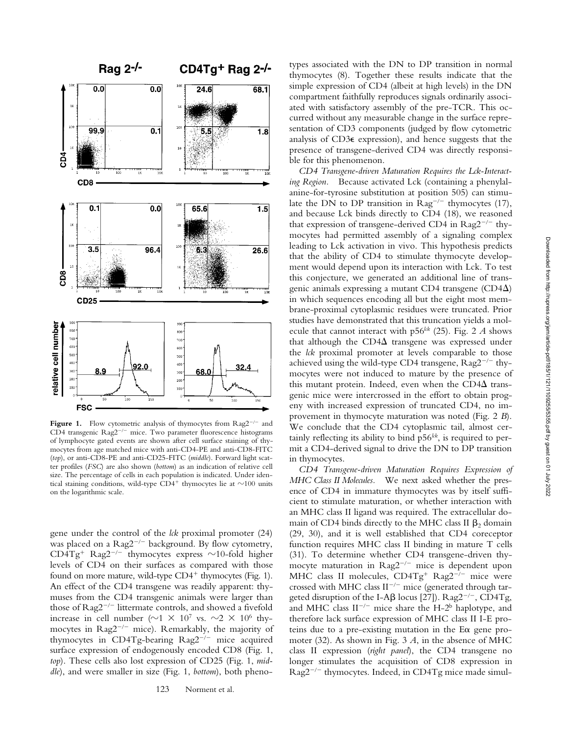**Figure 1.** Flow cytometric analysis of thymocytes from $Rag2^{-/-}$ and CD4 transgenic $Rag2^{-/-}$ mice. Two parameter fluorescence histograms of lymphocyte gated events are shown after cell surface staining of thymocytes from age matched mice with anti-CD4-PE and anti-CD8-FITC (*top*), or anti-CD8-PE and anti-CD25-FITC (*middle*). Forward light scatter profiles (*FSC*) are also shown (*bottom*) as an indication of relative cell size. The percentage of cells in each population is indicated. Under identical staining conditions, wild-type $CD4^+$ thymocytes lie at ~100 units on the logarithmic scale.

gene under the control of the *lck* proximal promoter (24) was placed on a $Rag2^{-/-}$ background. By flow cytometry, $CD4Tg^+$ $Rag2^{-/-}$ thymocytes express ~10-fold higher levels of CD4 on their surfaces as compared with those found on more mature, wild-type $CD4^+$ thymocytes (Fig. 1). An effect of the CD4 transgene was readily apparent: thymuses from the CD4 transgenic animals were larger than those of $Rag2^{-/-}$ littermate controls, and showed a fivefold increase in cell number (~$1 \times 10^7$ vs. ~$2 \times 10^6$ thymocytes in $Rag2^{-/-}$ mice). Remarkably, the majority of thymocytes in CD4Tg-bearing $Rag2^{-/-}$ mice acquired surface expression of endogenously encoded CD8 (Fig. 1, *top*). These cells also lost expression of CD25 (Fig. 1, *middle*), and were smaller in size (Fig. 1, *bottom*), both phenotypes associated with the DN to DP transition in normal thymocytes (8). Together these results indicate that the simple expression of CD4 (albeit at high levels) in the DN compartment faithfully reproduces signals ordinarily associated with satisfactory assembly of the pre-TCR. This occurred without any measurable change in the surface representation of CD3 components (judged by flow cytometric analysis of CD3ε expression), and hence suggests that the presence of transgene-derived CD4 was directly responsible for this phenomenon.

*CD4 Transgene-driven Maturation Requires the Lck-Interacting Region.* Because activated Lck (containing a phenylalanine-for-tyrosine substitution at position 505) can stimulate the DN to DP transition in $Rag^{-/-}$ thymocytes (17), and because Lck binds directly to CD4 (18), we reasoned that expression of transgene-derived CD4 in $Rag2^{-/-}$ thymocytes had permitted assembly of a signaling complex leading to Lck activation in vivo. This hypothesis predicts that the ability of CD4 to stimulate thymocyte development would depend upon its interaction with Lck. To test this conjecture, we generated an additional line of transgenic animals expressing a mutant CD4 transgene (CD4Δ) in which sequences encoding all but the eight most membrane-proximal cytoplasmic residues were truncated. Prior studies have demonstrated that this truncation yields a molecule that cannot interact with $p56^{lck}$ (25). Fig. 2 *A* shows that although the CD4Δ transgene was expressed under the *lck* proximal promoter at levels comparable to those achieved using the wild-type CD4 transgene, $Rag2^{-/-}$ thymocytes were not induced to mature by the presence of this mutant protein. Indeed, even when the CD4Δ transgenic mice were intercrossed in the effort to obtain progeny with increased expression of truncated CD4, no improvement in thymocyte maturation was noted (Fig. 2 *B*). We conclude that the CD4 cytoplasmic tail, almost certainly reflecting its ability to bind $p56^{lck}$, is required to permit a CD4-derived signal to drive the DN to DP transition in thymocytes.

*CD4 Transgene-driven Maturation Requires Expression of MHC Class II Molecules.* We next asked whether the presence of CD4 in immature thymocytes was by itself sufficient to stimulate maturation, or whether interaction with an MHC class II ligand was required. The extracellular domain of CD4 binds directly to the MHC class II $\beta_2$ domain (29, 30), and it is well established that CD4 coreceptor function requires MHC class II binding in mature T cells (31). To determine whether CD4 transgene-driven thymocyte maturation in $Rag2^{-/-}$ mice is dependent upon MHC class II molecules, $CD4Tg^+$ $Rag2^{-/-}$ mice were crossed with MHC class $II^{-/-}$ mice (generated through targeted disruption of the I-Aβ locus [27]). $Rag2^{-/-}$, CD4Tg, and MHC class $II^{-/-}$ mice share the $H\text{-}2^b$ haplotype, and therefore lack surface expression of MHC class II I-E proteins due to a pre-existing mutation in the Eα gene promoter (32). As shown in Fig. 3 *A*, in the absence of MHC class II expression (*right panel*), the CD4 transgene no longer stimulates the acquisition of CD8 expression in $Rag2^{-/-}$ thymocytes. Indeed, in CD4Tg mice made simul-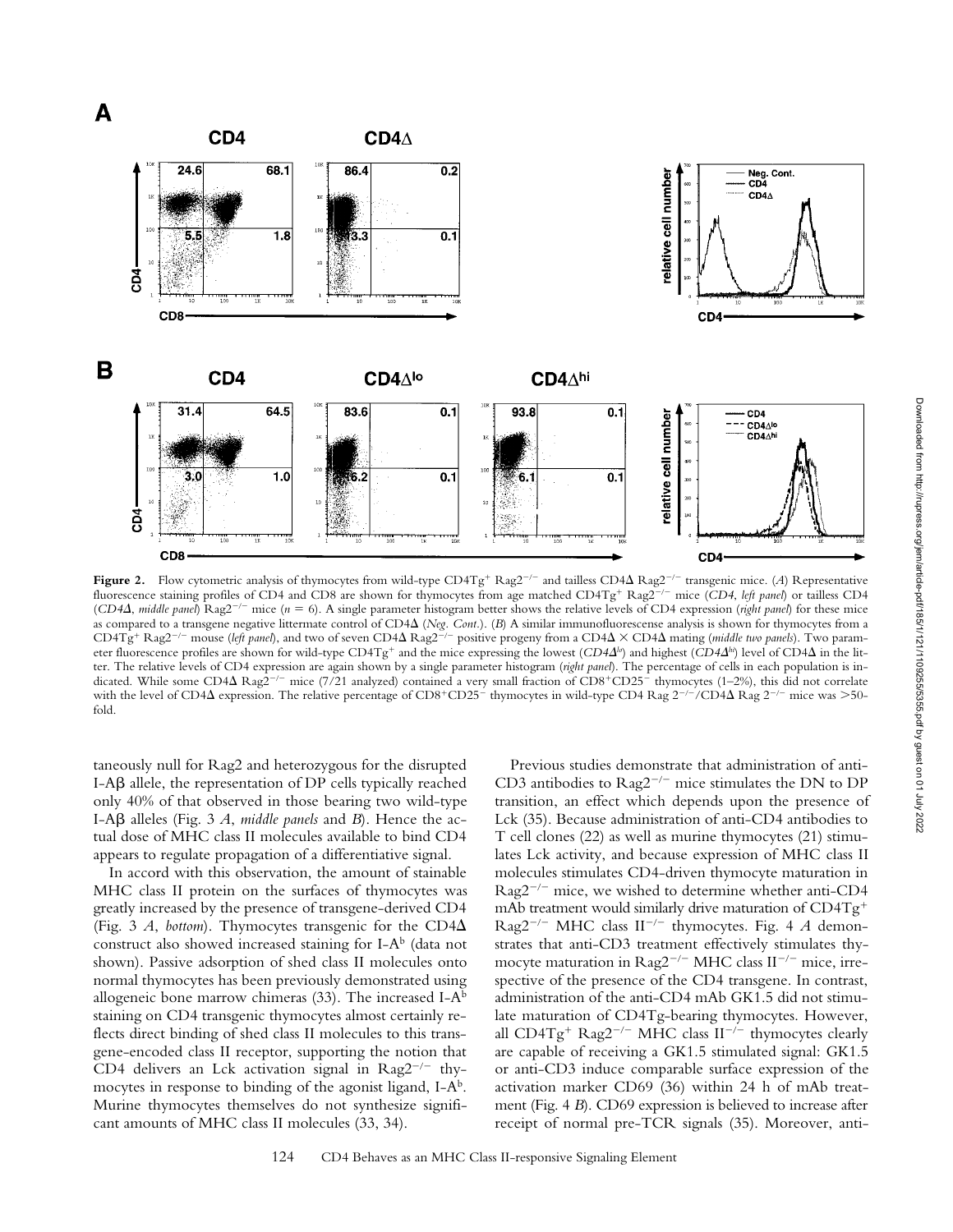**Figure 2.** Flow cytometric analysis of thymocytes from wild-type CD4Tg$^+$ Rag2$^{-/-}$ and tailless CD4Δ Rag2$^{-/-}$ transgenic mice. (*A*) Representative fluorescence staining profiles of CD4 and CD8 are shown for thymocytes from age matched CD4Tg$^+$ Rag2$^{-/-}$ mice (*CD4, left panel*) or tailless CD4 (*CD4Δ, middle panel*) Rag2$^{-/-}$ mice ($n = 6$). A single parameter histogram better shows the relative levels of CD4 expression (*right panel*) for these mice as compared to a transgene negative littermate control of CD4Δ (*Neg. Cont.*). (*B*) A similar immunofluorescense analysis is shown for thymocytes from a CD4Tg$^+$ Rag2$^{-/-}$ mouse (*left panel*), and two of seven CD4Δ Rag2$^{-/-}$ positive progeny from a CD4Δ × CD4Δ mating (*middle two panels*). Two parameter fluorescence profiles are shown for wild-type CD4Tg$^+$ and the mice expressing the lowest (*CD4Δ$^{lo}$*) and highest (*CD4Δ$^{hi}$*) level of CD4Δ in the litter. The relative levels of CD4 expression are again shown by a single parameter histogram (*right panel*). The percentage of cells in each population is indicated. While some CD4Δ Rag2$^{-/-}$ mice (7/21 analyzed) contained a very small fraction of CD8$^+$CD25$^-$ thymocytes (1–2%), this did not correlate with the level of CD4Δ expression. The relative percentage of CD8$^+$CD25$^-$ thymocytes in wild-type CD4 Rag 2$^{-/-}$/CD4Δ Rag 2$^{-/-}$ mice was >50-fold.

taneously null for Rag2 and heterozygous for the disrupted I-Aβ allele, the representation of DP cells typically reached only 40% of that observed in those bearing two wild-type I-Aβ alleles (Fig. 3 *A*, *middle panels* and *B*). Hence the actual dose of MHC class II molecules available to bind CD4 appears to regulate propagation of a differentiative signal.

In accord with this observation, the amount of stainable MHC class II protein on the surfaces of thymocytes was greatly increased by the presence of transgene-derived CD4 (Fig. 3 *A*, *bottom*). Thymocytes transgenic for the CD4Δ construct also showed increased staining for I-A$^b$ (data not shown). Passive adsorption of shed class II molecules onto normal thymocytes has been previously demonstrated using allogeneic bone marrow chimeras (33). The increased I-A$^b$ staining on CD4 transgenic thymocytes almost certainly reflects direct binding of shed class II molecules to this transgene-encoded class II receptor, supporting the notion that CD4 delivers an Lck activation signal in Rag2$^{-/-}$ thymocytes in response to binding of the agonist ligand, I-A$^b$. Murine thymocytes themselves do not synthesize significant amounts of MHC class II molecules (33, 34).

Previous studies demonstrate that administration of anti-CD3 antibodies to Rag2$^{-/-}$ mice stimulates the DN to DP transition, an effect which depends upon the presence of Lck (35). Because administration of anti-CD4 antibodies to T cell clones (22) as well as murine thymocytes (21) stimulates Lck activity, and because expression of MHC class II molecules stimulates CD4-driven thymocyte maturation in Rag2$^{-/-}$ mice, we wished to determine whether anti-CD4 mAb treatment would similarly drive maturation of CD4Tg$^+$ Rag2$^{-/-}$ MHC class II$^{-/-}$ thymocytes. Fig. 4 *A* demonstrates that anti-CD3 treatment effectively stimulates thymocyte maturation in Rag2$^{-/-}$ MHC class II$^{-/-}$ mice, irrespective of the presence of the CD4 transgene. In contrast, administration of the anti-CD4 mAb GK1.5 did not stimulate maturation of CD4Tg-bearing thymocytes. However, all CD4Tg$^+$ Rag2$^{-/-}$ MHC class II$^{-/-}$ thymocytes clearly are capable of receiving a GK1.5 stimulated signal: GK1.5 or anti-CD3 induce comparable surface expression of the activation marker CD69 (36) within 24 h of mAb treatment (Fig. 4 *B*). CD69 expression is believed to increase after receipt of normal pre-TCR signals (35). Moreover, anti-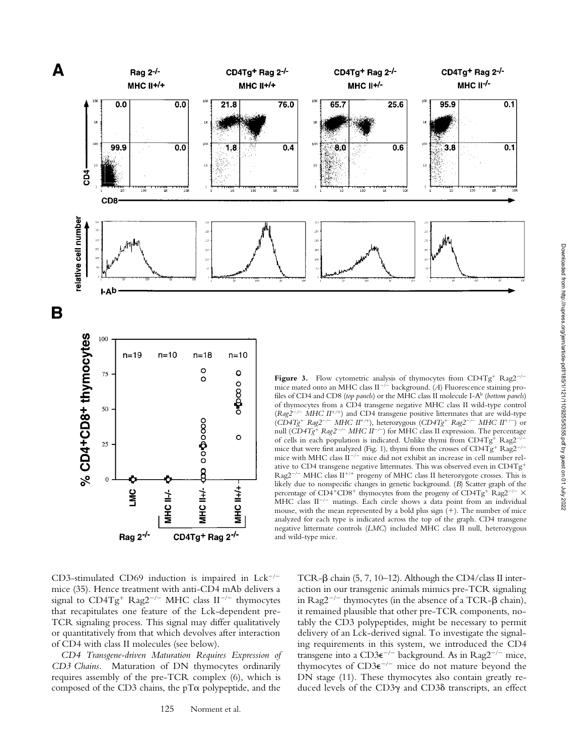**Figure 3.** Flow cytometric analysis of thymocytes from CD4Tg$^+$ Rag2$^{-/-}$ mice mated onto an MHC class II$^{-/-}$ background. (*A*) Fluorescence staining profiles of CD4 and CD8 (*top panels*) or the MHC class II molecule I-A$^b$ (*bottom panels*) of thymocytes from a CD4 transgene negative MHC class II wild-type control (*Rag2$^{-/-}$ MHC II$^{+/+}$*) and CD4 transgene positive littermates that are wild-type (*CD4Tg$^+$ Rag2$^{-/-}$ MHC II$^{+/+}$*), heterozygous (*CD4Tg$^+$ Rag2$^{-/-}$ MHC II$^{+/-}$*) or null (*CD4Tg$^+$ Rag2$^{-/-}$ MHC II$^{-/-}$*) for MHC class II expression. The percentage of cells in each population is indicated. Unlike thymi from CD4Tg$^+$ Rag2$^{-/-}$ mice that were first analyzed (Fig. 1), thymi from the crosses of CD4Tg$^+$ Rag2$^{-/-}$ mice with MHC class II$^{-/-}$ mice did not exhibit an increase in cell number relative to CD4 transgene negative littermates. This was observed even in CD4Tg$^+$ Rag2$^{-/-}$ MHC class II$^{+/+}$ progeny of MHC class II heterozygote crosses. This is likely due to nonspecific changes in genetic background. (*B*) Scatter graph of the percentage of CD4$^+$CD8$^+$ thymocytes from the progeny of CD4Tg$^+$ Rag2$^{-/-}$ × MHC class II$^{-/-}$ matings. Each circle shows a data point from an individual mouse, with the mean represented by a bold plus sign (+). The number of mice analyzed for each type is indicated across the top of the graph. CD4 transgene negative littermate controls (*LMC*) included MHC class II null, heterozygous and wild-type mice.

CD3-stimulated CD69 induction is impaired in Lck$^{-/-}$ mice (35). Hence treatment with anti-CD4 mAb delivers a signal to CD4Tg$^+$ Rag2$^{-/-}$ MHC class II$^{-/-}$ thymocytes that recapitulates one feature of the Lck-dependent pre-TCR signaling process. This signal may differ qualitatively or quantitatively from that which devolves after interaction of CD4 with class II molecules (see below).

*CD4 Transgene-driven Maturation Requires Expression of CD3 Chains.* Maturation of DN thymocytes ordinarily requires assembly of the pre-TCR complex (6), which is composed of the CD3 chains, the pTα polypeptide, and the TCR-β chain (5, 7, 10–12). Although the CD4/class II interaction in our transgenic animals mimics pre-TCR signaling in Rag2$^{-/-}$ thymocytes (in the absence of a TCR-β chain), it remained plausible that other pre-TCR components, notably the CD3 polypeptides, might be necessary to permit delivery of an Lck-derived signal. To investigate the signaling requirements in this system, we introduced the CD4 transgene into a CD3ε$^{-/-}$ background. As in Rag2$^{-/-}$ mice, thymocytes of CD3ε$^{-/-}$ mice do not mature beyond the DN stage (11). These thymocytes also contain greatly reduced levels of the CD3γ and CD3δ transcripts, an effect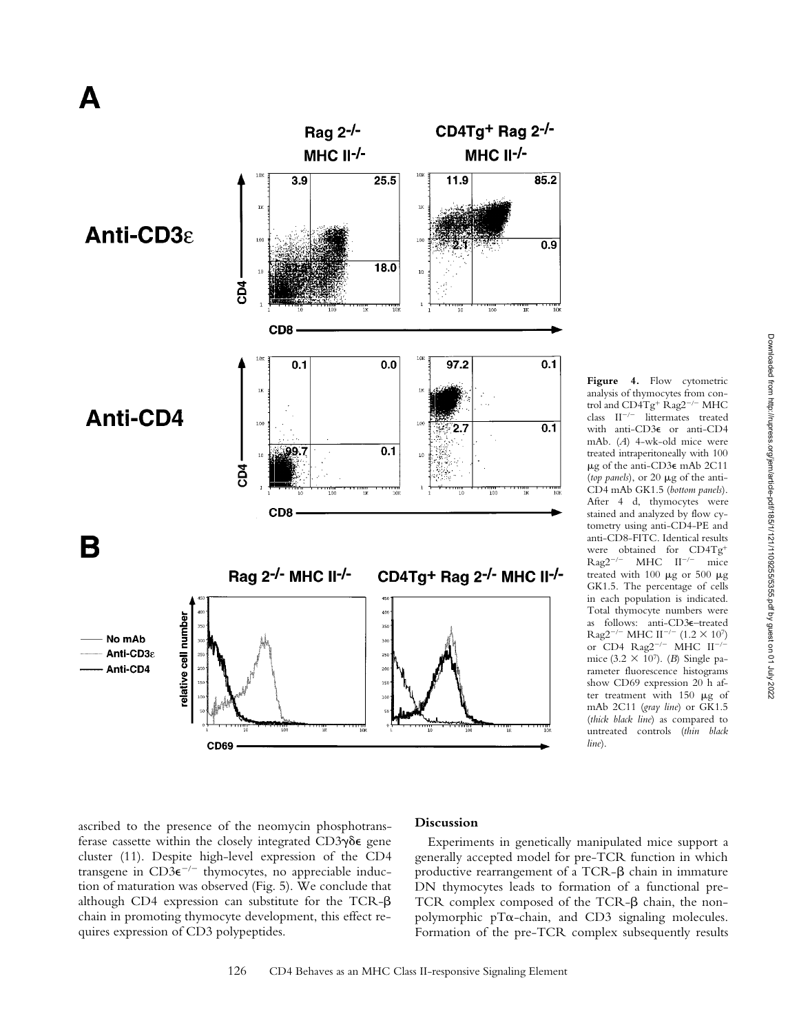**Figure 4.** Flow cytometric analysis of thymocytes from control and CD4Tg$^+$ Rag2$^{-/-}$ MHC class II$^{-/-}$ littermates treated with anti-CD3ε or anti-CD4 mAb. (*A*) 4-wk-old mice were treated intraperitoneally with 100 μg of the anti-CD3ε mAb 2C11 (*top panels*), or 20 μg of the anti-CD4 mAb GK1.5 (*bottom panels*). After 4 d, thymocytes were stained and analyzed by flow cytometry using anti-CD4-PE and anti-CD8-FITC. Identical results were obtained for CD4Tg$^+$ Rag2$^{-/-}$ MHC II$^{-/-}$ mice treated with 100 μg or 500 μg GK1.5. The percentage of cells in each population is indicated. Total thymocyte numbers were as follows: anti-CD3ε–treated Rag2$^{-/-}$ MHC II$^{-/-}$ ($1.2 \times 10^7$) or CD4 Rag2$^{-/-}$ MHC II$^{-/-}$ mice ($3.2 \times 10^7$). (*B*) Single parameter fluorescence histograms show CD69 expression 20 h after treatment with 150 μg of mAb 2C11 (*gray line*) or GK1.5 (*thick black line*) as compared to untreated controls (*thin black line*).

ascribed to the presence of the neomycin phosphotransferase cassette within the closely integrated CD3γδε gene cluster (11). Despite high-level expression of the CD4 transgene in CD3ε$^{-/-}$ thymocytes, no appreciable induction of maturation was observed (Fig. 5). We conclude that although CD4 expression can substitute for the TCR-β chain in promoting thymocyte development, this effect requires expression of CD3 polypeptides.

## Discussion

Experiments in genetically manipulated mice support a generally accepted model for pre-TCR function in which productive rearrangement of a TCR-β chain in immature DN thymocytes leads to formation of a functional pre-TCR complex composed of the TCR-β chain, the nonpolymorphic pTα-chain, and CD3 signaling molecules. Formation of the pre-TCR complex subsequently results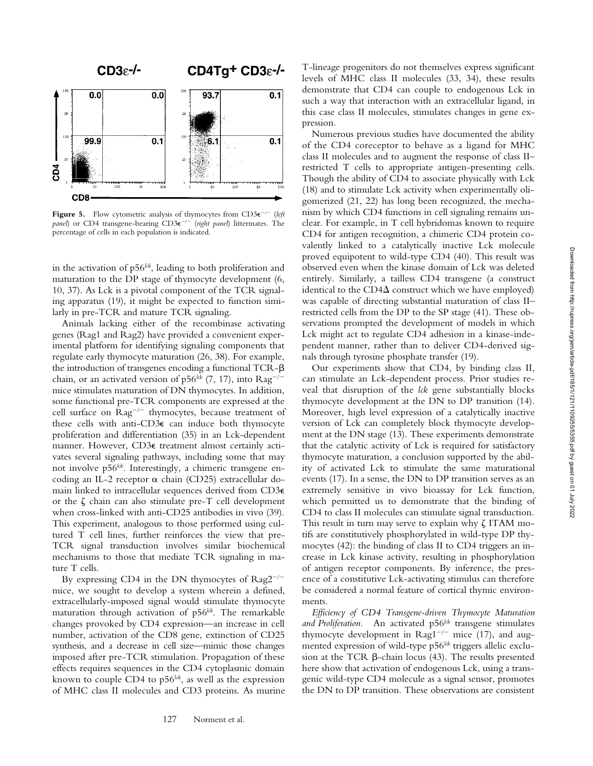**Figure 5.** Flow cytometric analysis of thymocytes from CD3ε$^{-/-}$ (*left panel*) or CD4 transgene-bearing CD3ε$^{-/-}$ (*right panel*) littermates. The percentage of cells in each population is indicated.

in the activation of p56$^{lck}$, leading to both proliferation and maturation to the DP stage of thymocyte development (6, 10, 37). As Lck is a pivotal component of the TCR signaling apparatus (19), it might be expected to function similarly in pre-TCR and mature TCR signaling.

Animals lacking either of the recombinase activating genes (Rag1 and Rag2) have provided a convenient experimental platform for identifying signaling components that regulate early thymocyte maturation (26, 38). For example, the introduction of transgenes encoding a functional TCR-β chain, or an activated version of p56$^{lck}$ (7, 17), into Rag$^{-/-}$ mice stimulates maturation of DN thymocytes. In addition, some functional pre-TCR components are expressed at the cell surface on Rag$^{-/-}$ thymocytes, because treatment of these cells with anti-CD3ε can induce both thymocyte proliferation and differentiation (35) in an Lck-dependent manner. However, CD3ε treatment almost certainly activates several signaling pathways, including some that may not involve p56$^{lck}$. Interestingly, a chimeric transgene encoding an IL-2 receptor α chain (CD25) extracellular domain linked to intracellular sequences derived from CD3ε or the ζ chain can also stimulate pre-T cell development when cross-linked with anti-CD25 antibodies in vivo (39). This experiment, analogous to those performed using cultured T cell lines, further reinforces the view that pre-TCR signal transduction involves similar biochemical mechanisms to those that mediate TCR signaling in mature T cells.

By expressing CD4 in the DN thymocytes of Rag2$^{-/-}$ mice, we sought to develop a system wherein a defined, extracellularly-imposed signal would stimulate thymocyte maturation through activation of p56$^{lck}$. The remarkable changes provoked by CD4 expression—an increase in cell number, activation of the CD8 gene, extinction of CD25 synthesis, and a decrease in cell size—mimic those changes imposed after pre-TCR stimulation. Propagation of these effects requires sequences in the CD4 cytoplasmic domain known to couple CD4 to p56$^{lck}$, as well as the expression of MHC class II molecules and CD3 proteins. As murine T-lineage progenitors do not themselves express significant levels of MHC class II molecules (33, 34), these results demonstrate that CD4 can couple to endogenous Lck in such a way that interaction with an extracellular ligand, in this case class II molecules, stimulates changes in gene expression.

Numerous previous studies have documented the ability of the CD4 coreceptor to behave as a ligand for MHC class II molecules and to augment the response of class II–restricted T cells to appropriate antigen-presenting cells. Though the ability of CD4 to associate physically with Lck (18) and to stimulate Lck activity when experimentally oligomerized (21, 22) has long been recognized, the mechanism by which CD4 functions in cell signaling remains unclear. For example, in T cell hybridomas known to require CD4 for antigen recognition, a chimeric CD4 protein covalently linked to a catalytically inactive Lck molecule proved equipotent to wild-type CD4 (40). This result was observed even when the kinase domain of Lck was deleted entirely. Similarly, a tailless CD4 transgene (a construct identical to the CD4Δ construct which we have employed) was capable of directing substantial maturation of class II–restricted cells from the DP to the SP stage (41). These observations prompted the development of models in which Lck might act to regulate CD4 adhesion in a kinase-independent manner, rather than to deliver CD4-derived signals through tyrosine phosphate transfer (19).

Our experiments show that CD4, by binding class II, can stimulate an Lck-dependent process. Prior studies reveal that disruption of the *lck* gene substantially blocks thymocyte development at the DN to DP transition (14). Moreover, high level expression of a catalytically inactive version of Lck can completely block thymocyte development at the DN stage (13). These experiments demonstrate that the catalytic activity of Lck is required for satisfactory thymocyte maturation, a conclusion supported by the ability of activated Lck to stimulate the same maturational events (17). In a sense, the DN to DP transition serves as an extremely sensitive in vivo bioassay for Lck function, which permitted us to demonstrate that the binding of CD4 to class II molecules can stimulate signal transduction. This result in turn may serve to explain why ζ ITAM motifs are constitutively phosphorylated in wild-type DP thymocytes (42): the binding of class II to CD4 triggers an increase in Lck kinase activity, resulting in phosphorylation of antigen receptor components. By inference, the presence of a constitutive Lck-activating stimulus can therefore be considered a normal feature of cortical thymic environments.

*Efficiency of CD4 Transgene-driven Thymocyte Maturation and Proliferation.* An activated p56$^{lck}$ transgene stimulates thymocyte development in Rag1$^{-/-}$ mice (17), and augmented expression of wild-type p56$^{lck}$ triggers allelic exclusion at the TCR β-chain locus (43). The results presented here show that activation of endogenous Lck, using a transgenic wild-type CD4 molecule as a signal sensor, promotes the DN to DP transition. These observations are consistent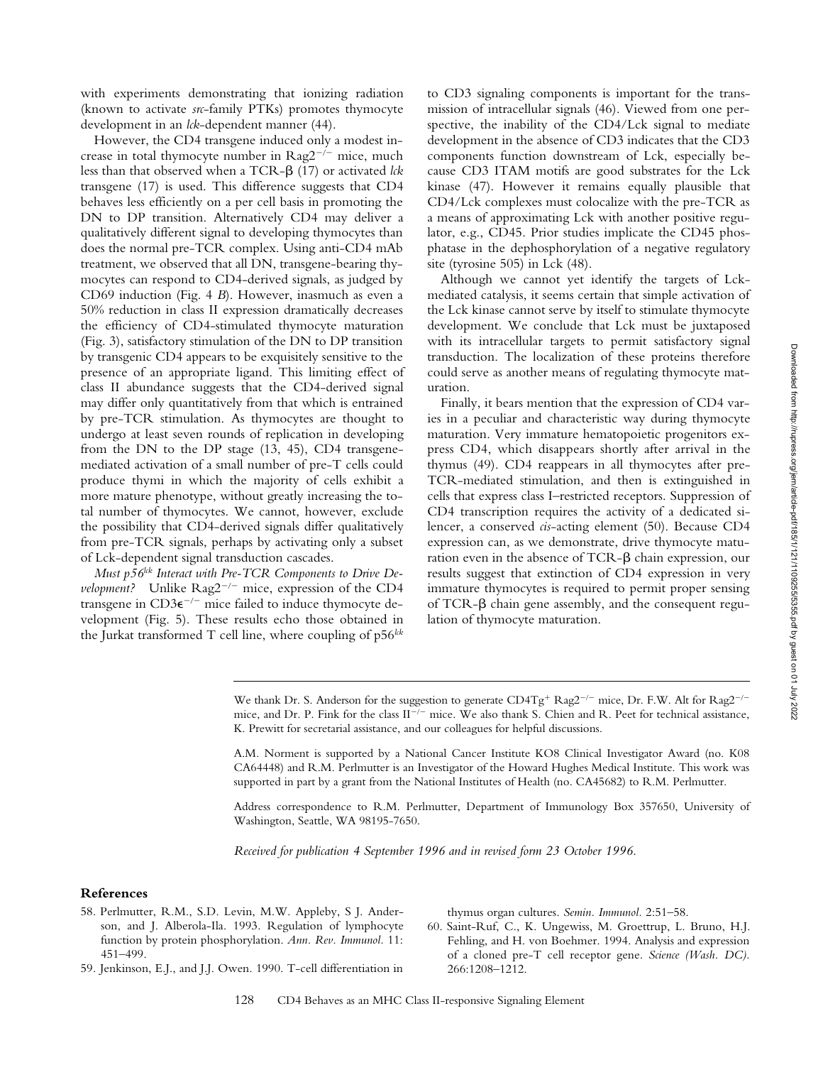with experiments demonstrating that ionizing radiation (known to activate *src*-family PTKs) promotes thymocyte development in an *lck*-dependent manner (44).

However, the CD4 transgene induced only a modest increase in total thymocyte number in $Rag2^{-/-}$ mice, much less than that observed when a TCR-β (17) or activated *lck* transgene (17) is used. This difference suggests that CD4 behaves less efficiently on a per cell basis in promoting the DN to DP transition. Alternatively CD4 may deliver a qualitatively different signal to developing thymocytes than does the normal pre-TCR complex. Using anti-CD4 mAb treatment, we observed that all DN, transgene-bearing thymocytes can respond to CD4-derived signals, as judged by CD69 induction (Fig. 4 *B*). However, inasmuch as even a 50% reduction in class II expression dramatically decreases the efficiency of CD4-stimulated thymocyte maturation (Fig. 3), satisfactory stimulation of the DN to DP transition by transgenic CD4 appears to be exquisitely sensitive to the presence of an appropriate ligand. This limiting effect of class II abundance suggests that the CD4-derived signal may differ only quantitatively from that which is entrained by pre-TCR stimulation. As thymocytes are thought to undergo at least seven rounds of replication in developing from the DN to the DP stage (13, 45), CD4 transgene-mediated activation of a small number of pre-T cells could produce thymi in which the majority of cells exhibit a more mature phenotype, without greatly increasing the total number of thymocytes. We cannot, however, exclude the possibility that CD4-derived signals differ qualitatively from pre-TCR signals, perhaps by activating only a subset of Lck-dependent signal transduction cascades.

*Must $p56^{lck}$ Interact with Pre-TCR Components to Drive Development?* Unlike $Rag2^{-/-}$ mice, expression of the CD4 transgene in $CD3\epsilon^{-/-}$ mice failed to induce thymocyte development (Fig. 5). These results echo those obtained in the Jurkat transformed T cell line, where coupling of $p56^{lck}$ to CD3 signaling components is important for the transmission of intracellular signals (46). Viewed from one perspective, the inability of the CD4/Lck signal to mediate development in the absence of CD3 indicates that the CD3 components function downstream of Lck, especially because CD3 ITAM motifs are good substrates for the Lck kinase (47). However it remains equally plausible that CD4/Lck complexes must colocalize with the pre-TCR as a means of approximating Lck with another positive regulator, e.g., CD45. Prior studies implicate the CD45 phosphatase in the dephosphorylation of a negative regulatory site (tyrosine 505) in Lck (48).

Although we cannot yet identify the targets of Lck-mediated catalysis, it seems certain that simple activation of the Lck kinase cannot serve by itself to stimulate thymocyte development. We conclude that Lck must be juxtaposed with its intracellular targets to permit satisfactory signal transduction. The localization of these proteins therefore could serve as another means of regulating thymocyte maturation.

Finally, it bears mention that the expression of CD4 varies in a peculiar and characteristic way during thymocyte maturation. Very immature hematopoietic progenitors express CD4, which disappears shortly after arrival in the thymus (49). CD4 reappears in all thymocytes after pre-TCR-mediated stimulation, and then is extinguished in cells that express class I–restricted receptors. Suppression of CD4 transcription requires the activity of a dedicated silencer, a conserved *cis*-acting element (50). Because CD4 expression can, as we demonstrate, drive thymocyte maturation even in the absence of TCR-β chain expression, our results suggest that extinction of CD4 expression in very immature thymocytes is required to permit proper sensing of TCR-β chain gene assembly, and the consequent regulation of thymocyte maturation.

We thank Dr. S. Anderson for the suggestion to generate $CD4Tg^{+}$ $Rag2^{-/-}$ mice, Dr. F.W. Alt for $Rag2^{-/-}$ mice, and Dr. P. Fink for the class $II^{-/-}$ mice. We also thank S. Chien and R. Peet for technical assistance, K. Prewitt for secretarial assistance, and our colleagues for helpful discussions.

A.M. Norment is supported by a National Cancer Institute KO8 Clinical Investigator Award (no. K08 CA64448) and R.M. Perlmutter is an Investigator of the Howard Hughes Medical Institute. This work was supported in part by a grant from the National Institutes of Health (no. CA45682) to R.M. Perlmutter.

Address correspondence to R.M. Perlmutter, Department of Immunology Box 357650, University of Washington, Seattle, WA 98195-7650.

*Received for publication 4 September 1996 and in revised form 23 October 1996.*

## References

58. Perlmutter, R.M., S.D. Levin, M.W. Appleby, S J. Anderson, and J. Alberola-Ila. 1993. Regulation of lymphocyte function by protein phosphorylation. *Ann. Rev. Immunol.* 11: 451–499.
59. Jenkinson, E.J., and J.J. Owen. 1990. T-cell differentiation in thymus organ cultures. *Semin. Immunol.* 2:51–58.
60. Saint-Ruf, C., K. Ungewiss, M. Groettrup, L. Bruno, H.J. Fehling, and H. von Boehmer. 1994. Analysis and expression of a cloned pre-T cell receptor gene. *Science (Wash. DC).* 266:1208–1212.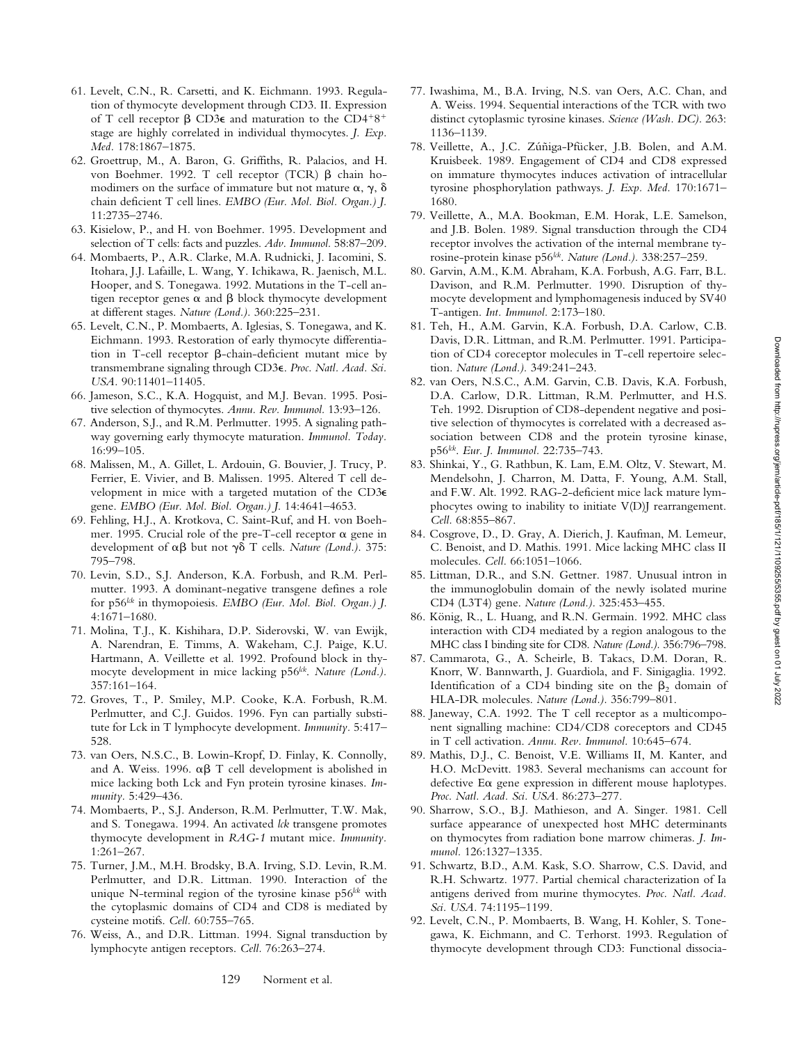61. Levelt, C.N., R. Carsetti, and K. Eichmann. 1993. Regulation of thymocyte development through CD3. II. Expression of T cell receptor β CD3ε and maturation to the $CD4^+8^+$ stage are highly correlated in individual thymocytes. *J. Exp. Med.* 178:1867–1875.
62. Groettrup, M., A. Baron, G. Griffiths, R. Palacios, and H. von Boehmer. 1992. T cell receptor (TCR) β chain homodimers on the surface of immature but not mature α, γ, δ chain deficient T cell lines. *EMBO (Eur. Mol. Biol. Organ.) J.* 11:2735–2746.
63. Kisielow, P., and H. von Boehmer. 1995. Development and selection of T cells: facts and puzzles. *Adv. Immunol.* 58:87–209.
64. Mombaerts, P., A.R. Clarke, M.A. Rudnicki, J. Iacomini, S. Itohara, J.J. Lafaille, L. Wang, Y. Ichikawa, R. Jaenisch, M.L. Hooper, and S. Tonegawa. 1992. Mutations in the T-cell antigen receptor genes α and β block thymocyte development at different stages. *Nature (Lond.).* 360:225–231.
65. Levelt, C.N., P. Mombaerts, A. Iglesias, S. Tonegawa, and K. Eichmann. 1993. Restoration of early thymocyte differentiation in T-cell receptor β-chain-deficient mutant mice by transmembrane signaling through CD3ε. *Proc. Natl. Acad. Sci. USA.* 90:11401–11405.
66. Jameson, S.C., K.A. Hogquist, and M.J. Bevan. 1995. Positive selection of thymocytes. *Annu. Rev. Immunol.* 13:93–126.
67. Anderson, S.J., and R.M. Perlmutter. 1995. A signaling pathway governing early thymocyte maturation. *Immunol. Today.* 16:99–105.
68. Malissen, M., A. Gillet, L. Ardouin, G. Bouvier, J. Trucy, P. Ferrier, E. Vivier, and B. Malissen. 1995. Altered T cell development in mice with a targeted mutation of the CD3ε gene. *EMBO (Eur. Mol. Biol. Organ.) J.* 14:4641–4653.
69. Fehling, H.J., A. Krotkova, C. Saint-Ruf, and H. von Boehmer. 1995. Crucial role of the pre-T-cell receptor α gene in development of αβ but not γδ T cells. *Nature (Lond.).* 375: 795–798.
70. Levin, S.D., S.J. Anderson, K.A. Forbush, and R.M. Perlmutter. 1993. A dominant-negative transgene defines a role for $p56^{lck}$ in thymopoiesis. *EMBO (Eur. Mol. Biol. Organ.) J.* 4:1671–1680.
71. Molina, T.J., K. Kishihara, D.P. Siderovski, W. van Ewijk, A. Narendran, E. Timms, A. Wakeham, C.J. Paige, K.U. Hartmann, A. Veillette et al. 1992. Profound block in thymocyte development in mice lacking $p56^{lck}$. *Nature (Lond.).* 357:161–164.
72. Groves, T., P. Smiley, M.P. Cooke, K.A. Forbush, R.M. Perlmutter, and C.J. Guidos. 1996. Fyn can partially substitute for Lck in T lymphocyte development. *Immunity.* 5:417–528.
73. van Oers, N.S.C., B. Lowin-Kropf, D. Finlay, K. Connolly, and A. Weiss. 1996. αβ T cell development is abolished in mice lacking both Lck and Fyn protein tyrosine kinases. *Immunity.* 5:429–436.
74. Mombaerts, P., S.J. Anderson, R.M. Perlmutter, T.W. Mak, and S. Tonegawa. 1994. An activated *lck* transgene promotes thymocyte development in *RAG-1* mutant mice. *Immunity.* 1:261–267.
75. Turner, J.M., M.H. Brodsky, B.A. Irving, S.D. Levin, R.M. Perlmutter, and D.R. Littman. 1990. Interaction of the unique N-terminal region of the tyrosine kinase $p56^{lck}$ with the cytoplasmic domains of CD4 and CD8 is mediated by cysteine motifs. *Cell.* 60:755–765.
76. Weiss, A., and D.R. Littman. 1994. Signal transduction by lymphocyte antigen receptors. *Cell.* 76:263–274.
77. Iwashima, M., B.A. Irving, N.S. van Oers, A.C. Chan, and A. Weiss. 1994. Sequential interactions of the TCR with two distinct cytoplasmic tyrosine kinases. *Science (Wash. DC).* 263: 1136–1139.
78. Veillette, A., J.C. Zúñiga-Pflücker, J.B. Bolen, and A.M. Kruisbeek. 1989. Engagement of CD4 and CD8 expressed on immature thymocytes induces activation of intracellular tyrosine phosphorylation pathways. *J. Exp. Med.* 170:1671–1680.
79. Veillette, A., M.A. Bookman, E.M. Horak, L.E. Samelson, and J.B. Bolen. 1989. Signal transduction through the CD4 receptor involves the activation of the internal membrane tyrosine-protein kinase $p56^{lck}$. *Nature (Lond.).* 338:257–259.
80. Garvin, A.M., K.M. Abraham, K.A. Forbush, A.G. Farr, B.L. Davison, and R.M. Perlmutter. 1990. Disruption of thymocyte development and lymphomagenesis induced by SV40 T-antigen. *Int. Immunol.* 2:173–180.
81. Teh, H., A.M. Garvin, K.A. Forbush, D.A. Carlow, C.B. Davis, D.R. Littman, and R.M. Perlmutter. 1991. Participation of CD4 coreceptor molecules in T-cell repertoire selection. *Nature (Lond.).* 349:241–243.
82. van Oers, N.S.C., A.M. Garvin, C.B. Davis, K.A. Forbush, D.A. Carlow, D.R. Littman, R.M. Perlmutter, and H.S. Teh. 1992. Disruption of CD8-dependent negative and positive selection of thymocytes is correlated with a decreased association between CD8 and the protein tyrosine kinase, $p56^{lck}$. *Eur. J. Immunol.* 22:735–743.
83. Shinkai, Y., G. Rathbun, K. Lam, E.M. Oltz, V. Stewart, M. Mendelsohn, J. Charron, M. Datta, F. Young, A.M. Stall, and F.W. Alt. 1992. RAG-2-deficient mice lack mature lymphocytes owing to inability to initiate V(D)J rearrangement. *Cell.* 68:855–867.
84. Cosgrove, D., D. Gray, A. Dierich, J. Kaufman, M. Lemeur, C. Benoist, and D. Mathis. 1991. Mice lacking MHC class II molecules. *Cell.* 66:1051–1066.
85. Littman, D.R., and S.N. Gettner. 1987. Unusual intron in the immunoglobulin domain of the newly isolated murine CD4 (L3T4) gene. *Nature (Lond.).* 325:453–455.
86. König, R., L. Huang, and R.N. Germain. 1992. MHC class interaction with CD4 mediated by a region analogous to the MHC class I binding site for CD8. *Nature (Lond.).* 356:796–798.
87. Cammarota, G., A. Scheirle, B. Takacs, D.M. Doran, R. Knorr, W. Bannwarth, J. Guardiola, and F. Sinigaglia. 1992. Identification of a CD4 binding site on the $\beta_2$ domain of HLA-DR molecules. *Nature (Lond.).* 356:799–801.
88. Janeway, C.A. 1992. The T cell receptor as a multicomponent signalling machine: CD4/CD8 coreceptors and CD45 in T cell activation. *Annu. Rev. Immunol.* 10:645–674.
89. Mathis, D.J., C. Benoist, V.E. Williams II, M. Kanter, and H.O. McDevitt. 1983. Several mechanisms can account for defective Eα gene expression in different mouse haplotypes. *Proc. Natl. Acad. Sci. USA.* 86:273–277.
90. Sharrow, S.O., B.J. Mathieson, and A. Singer. 1981. Cell surface appearance of unexpected host MHC determinants on thymocytes from radiation bone marrow chimeras. *J. Immunol.* 126:1327–1335.
91. Schwartz, B.D., A.M. Kask, S.O. Sharrow, C.S. David, and R.H. Schwartz. 1977. Partial chemical characterization of Ia antigens derived from murine thymocytes. *Proc. Natl. Acad. Sci. USA.* 74:1195–1199.
92. Levelt, C.N., P. Mombaerts, B. Wang, H. Kohler, S. Tonegawa, K. Eichmann, and C. Terhorst. 1993. Regulation of thymocyte development through CD3: Functional dissocia-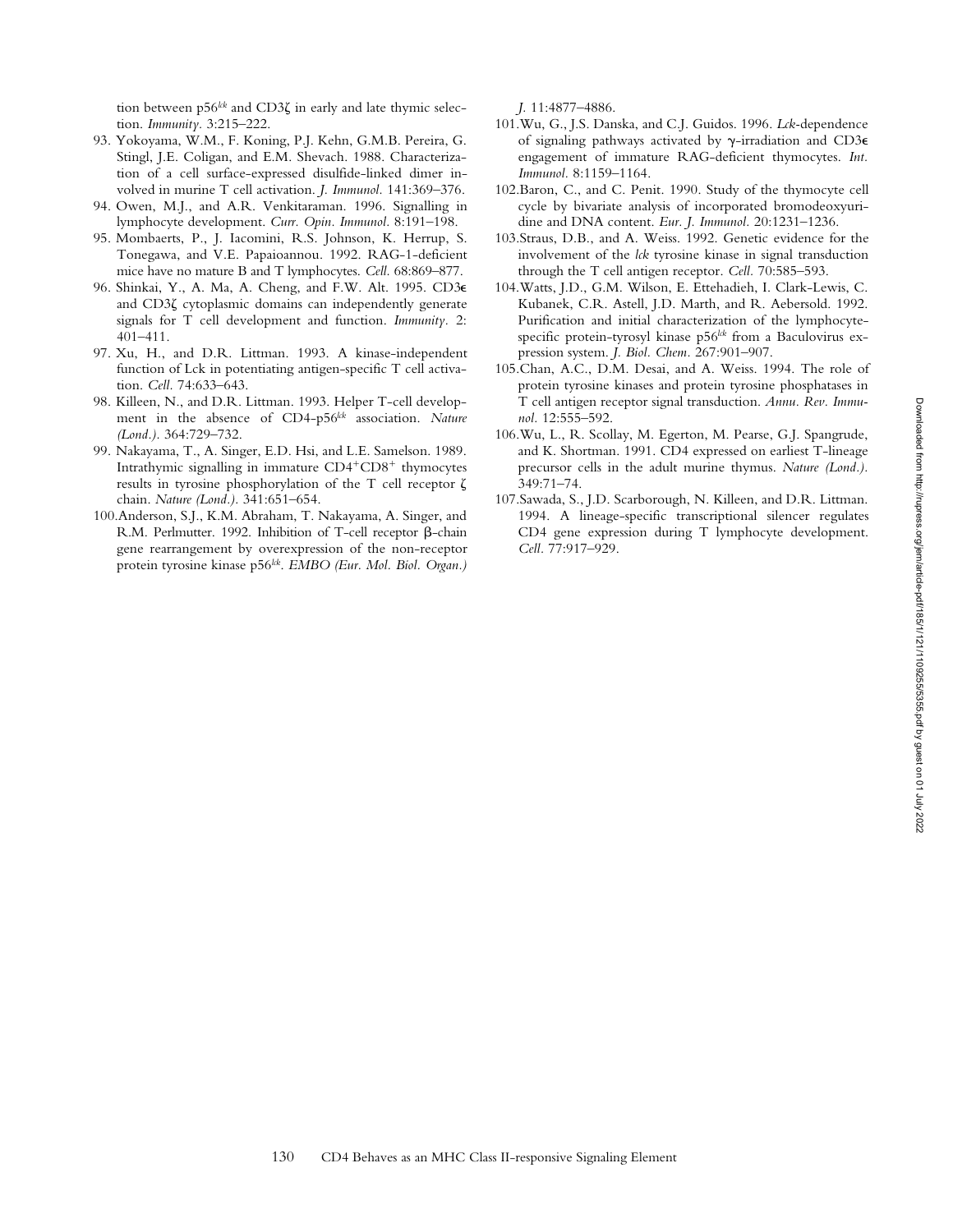tion between p56$^{lck}$ and CD3ζ in early and late thymic selection. *Immunity.* 3:215–222.

93. Yokoyama, W.M., F. Koning, P.J. Kehn, G.M.B. Pereira, G. Stingl, J.E. Coligan, and E.M. Shevach. 1988. Characterization of a cell surface-expressed disulfide-linked dimer involved in murine T cell activation. *J. Immunol.* 141:369–376.
94. Owen, M.J., and A.R. Venkitaraman. 1996. Signalling in lymphocyte development. *Curr. Opin. Immunol.* 8:191–198.
95. Mombaerts, P., J. Iacomini, R.S. Johnson, K. Herrup, S. Tonegawa, and V.E. Papaioannou. 1992. RAG-1-deficient mice have no mature B and T lymphocytes. *Cell.* 68:869–877.
96. Shinkai, Y., A. Ma, A. Cheng, and F.W. Alt. 1995. CD3ε and CD3ζ cytoplasmic domains can independently generate signals for T cell development and function. *Immunity.* 2: 401–411.
97. Xu, H., and D.R. Littman. 1993. A kinase-independent function of Lck in potentiating antigen-specific T cell activation. *Cell.* 74:633–643.
98. Killeen, N., and D.R. Littman. 1993. Helper T-cell development in the absence of CD4-p56$^{lck}$ association. *Nature (Lond.).* 364:729–732.
99. Nakayama, T., A. Singer, E.D. Hsi, and L.E. Samelson. 1989. Intrathymic signalling in immature CD4$^{+}$CD8$^{+}$ thymocytes results in tyrosine phosphorylation of the T cell receptor ζ chain. *Nature (Lond.).* 341:651–654.
100. Anderson, S.J., K.M. Abraham, T. Nakayama, A. Singer, and R.M. Perlmutter. 1992. Inhibition of T-cell receptor β-chain gene rearrangement by overexpression of the non-receptor protein tyrosine kinase p56$^{lck}$. *EMBO (Eur. Mol. Biol. Organ.) J.* 11:4877–4886.
101. Wu, G., J.S. Danska, and C.J. Guidos. 1996. *Lck*-dependence of signaling pathways activated by γ-irradiation and CD3ε engagement of immature RAG-deficient thymocytes. *Int. Immunol.* 8:1159–1164.
102. Baron, C., and C. Penit. 1990. Study of the thymocyte cell cycle by bivariate analysis of incorporated bromodeoxyuridine and DNA content. *Eur. J. Immunol.* 20:1231–1236.
103. Straus, D.B., and A. Weiss. 1992. Genetic evidence for the involvement of the *lck* tyrosine kinase in signal transduction through the T cell antigen receptor. *Cell.* 70:585–593.
104. Watts, J.D., G.M. Wilson, E. Ettehadieh, I. Clark-Lewis, C. Kubanek, C.R. Astell, J.D. Marth, and R. Aebersold. 1992. Purification and initial characterization of the lymphocyte-specific protein-tyrosyl kinase p56$^{lck}$ from a Baculovirus expression system. *J. Biol. Chem.* 267:901–907.
105. Chan, A.C., D.M. Desai, and A. Weiss. 1994. The role of protein tyrosine kinases and protein tyrosine phosphatases in T cell antigen receptor signal transduction. *Annu. Rev. Immunol.* 12:555–592.
106. Wu, L., R. Scollay, M. Egerton, M. Pearse, G.J. Spangrude, and K. Shortman. 1991. CD4 expressed on earliest T-lineage precursor cells in the adult murine thymus. *Nature (Lond.).* 349:71–74.
107. Sawada, S., J.D. Scarborough, N. Killeen, and D.R. Littman. 1994. A lineage-specific transcriptional silencer regulates CD4 gene expression during T lymphocyte development. *Cell.* 77:917–929.